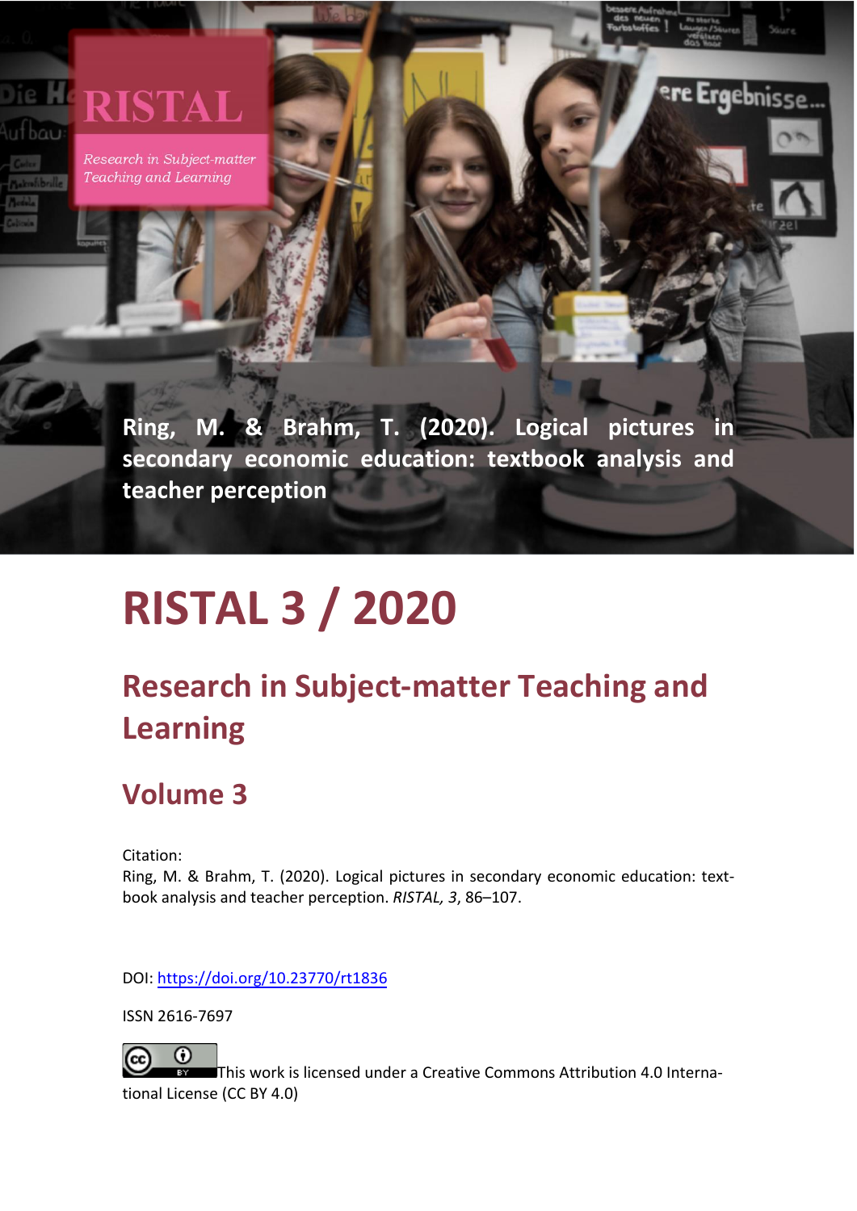RISTAL

*Research in Subject-matter Teaching and Learning*

**Ring, M. & Brahm, T. (2020). Logical pictures in secondary economic education: textbook analysis and teacher perception**

# RISTAL 3 / 2020

## Research in Subject-matter Teaching and Learning

## Volume 3

Citation:
Ring, M. & Brahm, T. (2020). Logical pictures in secondary economic education: textbook analysis and teacher perception. *RISTAL, 3*, 86–107.

DOI: https://doi.org/10.23770/rt1836

ISSN 2616-7697

This work is licensed under a Creative Commons Attribution 4.0 International License (CC BY 4.0)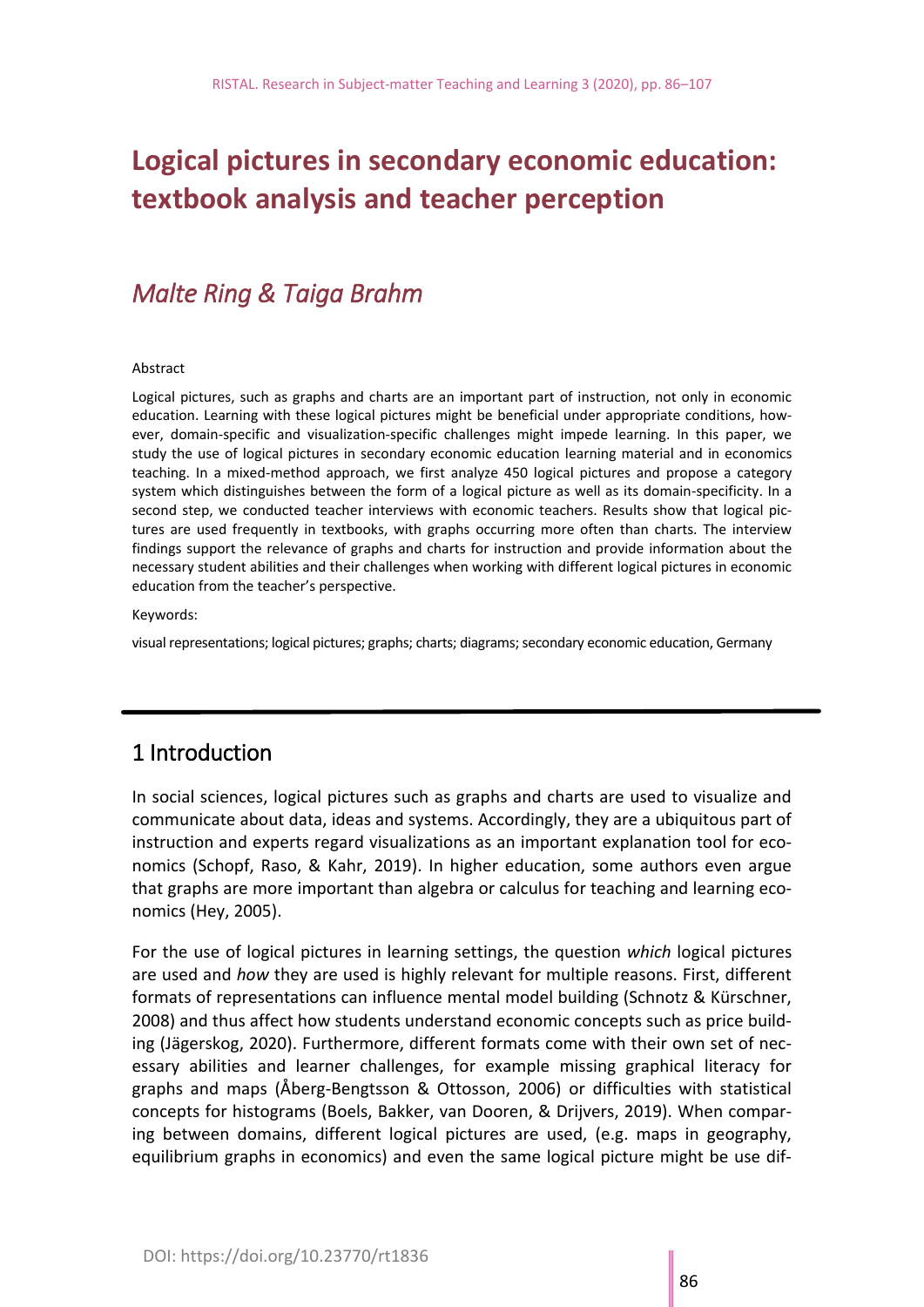# Logical pictures in secondary economic education: textbook analysis and teacher perception

## *Malte Ring & Taiga Brahm*

Abstract

Logical pictures, such as graphs and charts are an important part of instruction, not only in economic education. Learning with these logical pictures might be beneficial under appropriate conditions, however, domain-specific and visualization-specific challenges might impede learning. In this paper, we study the use of logical pictures in secondary economic education learning material and in economics teaching. In a mixed-method approach, we first analyze 450 logical pictures and propose a category system which distinguishes between the form of a logical picture as well as its domain-specificity. In a second step, we conducted teacher interviews with economic teachers. Results show that logical pictures are used frequently in textbooks, with graphs occurring more often than charts. The interview findings support the relevance of graphs and charts for instruction and provide information about the necessary student abilities and their challenges when working with different logical pictures in economic education from the teacher's perspective.

Keywords:

visual representations; logical pictures; graphs; charts; diagrams; secondary economic education, Germany

## 1 Introduction

In social sciences, logical pictures such as graphs and charts are used to visualize and communicate about data, ideas and systems. Accordingly, they are a ubiquitous part of instruction and experts regard visualizations as an important explanation tool for economics (Schopf, Raso, & Kahr, 2019). In higher education, some authors even argue that graphs are more important than algebra or calculus for teaching and learning economics (Hey, 2005).

For the use of logical pictures in learning settings, the question *which* logical pictures are used and *how* they are used is highly relevant for multiple reasons. First, different formats of representations can influence mental model building (Schnotz & Kürschner, 2008) and thus affect how students understand economic concepts such as price building (Jägerskog, 2020). Furthermore, different formats come with their own set of necessary abilities and learner challenges, for example missing graphical literacy for graphs and maps (Åberg-Bengtsson & Ottosson, 2006) or difficulties with statistical concepts for histograms (Boels, Bakker, van Dooren, & Drijvers, 2019). When comparing between domains, different logical pictures are used, (e.g. maps in geography, equilibrium graphs in economics) and even the same logical picture might be use dif-

DOI: https://doi.org/10.23770/rt1836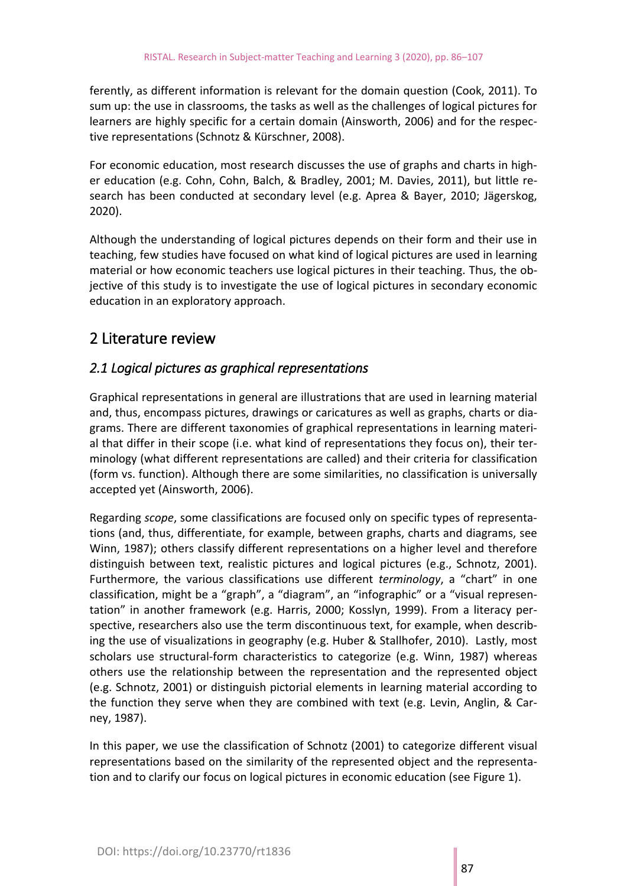ferently, as different information is relevant for the domain question (Cook, 2011). To sum up: the use in classrooms, the tasks as well as the challenges of logical pictures for learners are highly specific for a certain domain (Ainsworth, 2006) and for the respective representations (Schnotz & Kürschner, 2008).

For economic education, most research discusses the use of graphs and charts in higher education (e.g. Cohn, Cohn, Balch, & Bradley, 2001; M. Davies, 2011), but little research has been conducted at secondary level (e.g. Aprea & Bayer, 2010; Jägerskog, 2020).

Although the understanding of logical pictures depends on their form and their use in teaching, few studies have focused on what kind of logical pictures are used in learning material or how economic teachers use logical pictures in their teaching. Thus, the objective of this study is to investigate the use of logical pictures in secondary economic education in an exploratory approach.

## 2 Literature review

### *2.1 Logical pictures as graphical representations*

Graphical representations in general are illustrations that are used in learning material and, thus, encompass pictures, drawings or caricatures as well as graphs, charts or diagrams. There are different taxonomies of graphical representations in learning material that differ in their scope (i.e. what kind of representations they focus on), their terminology (what different representations are called) and their criteria for classification (form vs. function). Although there are some similarities, no classification is universally accepted yet (Ainsworth, 2006).

Regarding *scope*, some classifications are focused only on specific types of representations (and, thus, differentiate, for example, between graphs, charts and diagrams, see Winn, 1987); others classify different representations on a higher level and therefore distinguish between text, realistic pictures and logical pictures (e.g., Schnotz, 2001). Furthermore, the various classifications use different *terminology*, a "chart" in one classification, might be a "graph", a "diagram", an "infographic" or a "visual representation" in another framework (e.g. Harris, 2000; Kosslyn, 1999). From a literacy perspective, researchers also use the term discontinuous text, for example, when describing the use of visualizations in geography (e.g. Huber & Stallhofer, 2010). Lastly, most scholars use structural-form characteristics to categorize (e.g. Winn, 1987) whereas others use the relationship between the representation and the represented object (e.g. Schnotz, 2001) or distinguish pictorial elements in learning material according to the function they serve when they are combined with text (e.g. Levin, Anglin, & Carney, 1987).

In this paper, we use the classification of Schnotz (2001) to categorize different visual representations based on the similarity of the represented object and the representation and to clarify our focus on logical pictures in economic education (see Figure 1).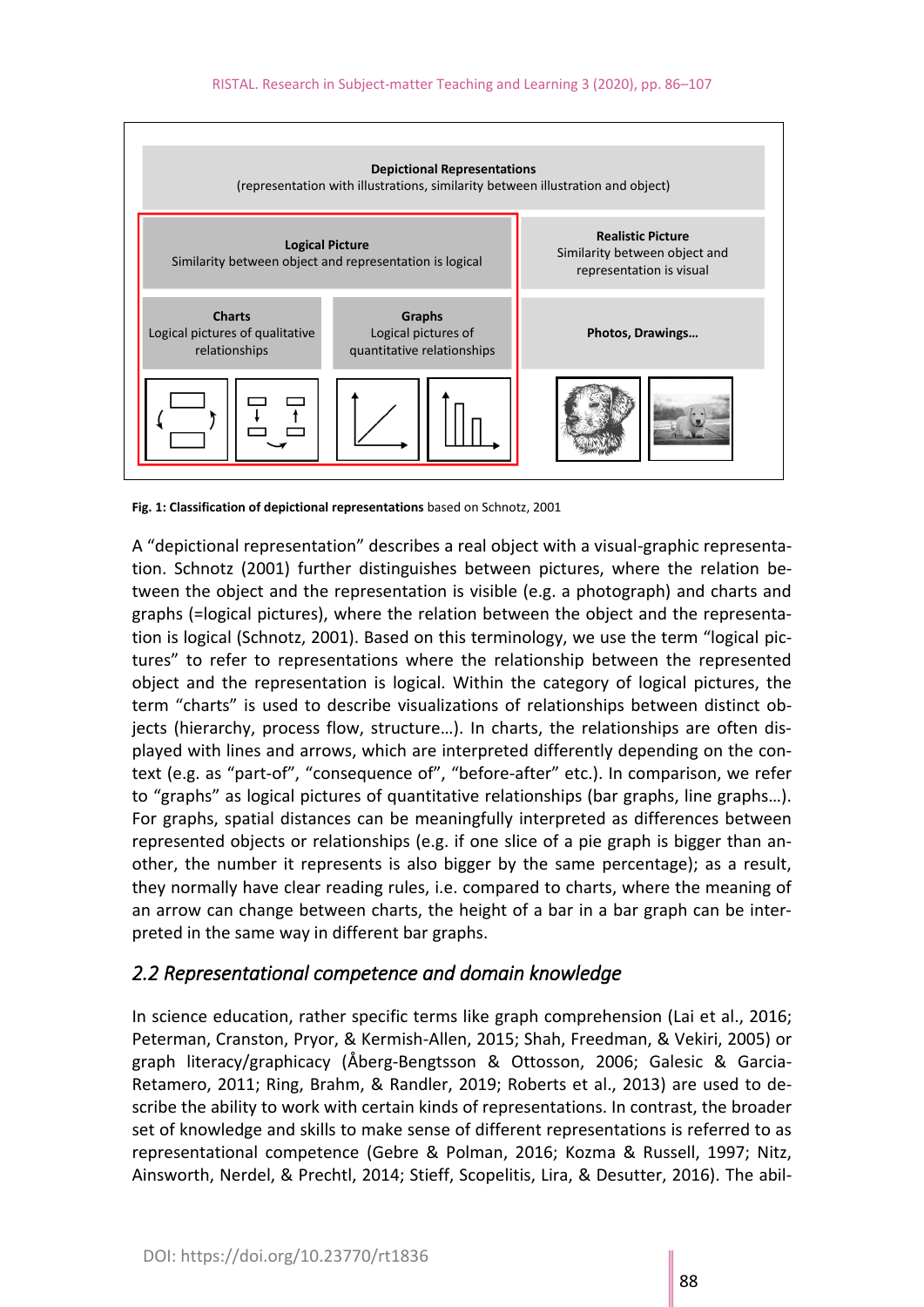| Depictional Representations (representation with illustrations, similarity between illustration and object) | | |
|---|---|---|
| **Logical Picture** Similarity between object and representation is logical | | **Realistic Picture** Similarity between object and representation is visual |
| **Charts** Logical pictures of qualitative relationships | **Graphs** Logical pictures of quantitative relationships | **Photos, Drawings…** |

**Fig. 1: Classification of depictional representations** based on Schnotz, 2001

A "depictional representation" describes a real object with a visual-graphic representation. Schnotz (2001) further distinguishes between pictures, where the relation between the object and the representation is visible (e.g. a photograph) and charts and graphs (=logical pictures), where the relation between the object and the representation is logical (Schnotz, 2001). Based on this terminology, we use the term "logical pictures" to refer to representations where the relationship between the represented object and the representation is logical. Within the category of logical pictures, the term "charts" is used to describe visualizations of relationships between distinct objects (hierarchy, process flow, structure…). In charts, the relationships are often displayed with lines and arrows, which are interpreted differently depending on the context (e.g. as "part-of", "consequence of", "before-after" etc.). In comparison, we refer to "graphs" as logical pictures of quantitative relationships (bar graphs, line graphs…). For graphs, spatial distances can be meaningfully interpreted as differences between represented objects or relationships (e.g. if one slice of a pie graph is bigger than another, the number it represents is also bigger by the same percentage); as a result, they normally have clear reading rules, i.e. compared to charts, where the meaning of an arrow can change between charts, the height of a bar in a bar graph can be interpreted in the same way in different bar graphs.

## *2.2 Representational competence and domain knowledge*

In science education, rather specific terms like graph comprehension (Lai et al., 2016; Peterman, Cranston, Pryor, & Kermish-Allen, 2015; Shah, Freedman, & Vekiri, 2005) or graph literacy/graphicacy (Åberg-Bengtsson & Ottosson, 2006; Galesic & Garcia-Retamero, 2011; Ring, Brahm, & Randler, 2019; Roberts et al., 2013) are used to describe the ability to work with certain kinds of representations. In contrast, the broader set of knowledge and skills to make sense of different representations is referred to as representational competence (Gebre & Polman, 2016; Kozma & Russell, 1997; Nitz, Ainsworth, Nerdel, & Prechtl, 2014; Stieff, Scopelitis, Lira, & Desutter, 2016). The abil-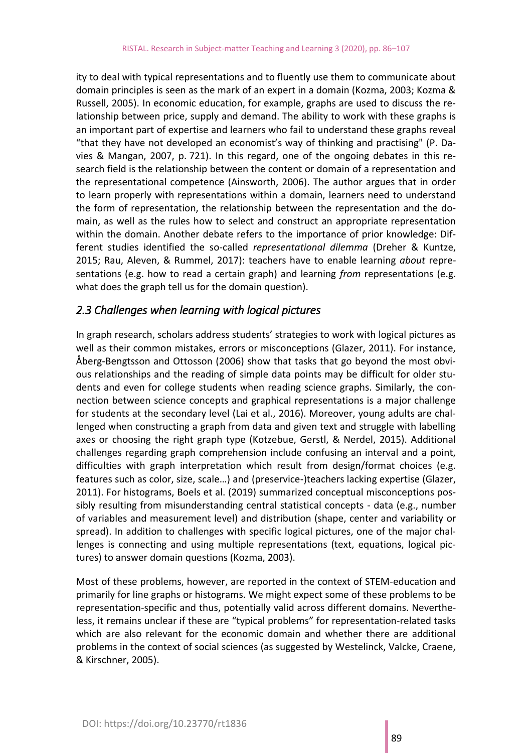ity to deal with typical representations and to fluently use them to communicate about domain principles is seen as the mark of an expert in a domain (Kozma, 2003; Kozma & Russell, 2005). In economic education, for example, graphs are used to discuss the relationship between price, supply and demand. The ability to work with these graphs is an important part of expertise and learners who fail to understand these graphs reveal "that they have not developed an economist's way of thinking and practising" (P. Davies & Mangan, 2007, p. 721). In this regard, one of the ongoing debates in this research field is the relationship between the content or domain of a representation and the representational competence (Ainsworth, 2006). The author argues that in order to learn properly with representations within a domain, learners need to understand the form of representation, the relationship between the representation and the domain, as well as the rules how to select and construct an appropriate representation within the domain. Another debate refers to the importance of prior knowledge: Different studies identified the so-called *representational dilemma* (Dreher & Kuntze, 2015; Rau, Aleven, & Rummel, 2017): teachers have to enable learning *about* representations (e.g. how to read a certain graph) and learning *from* representations (e.g. what does the graph tell us for the domain question).

## *2.3 Challenges when learning with logical pictures*

In graph research, scholars address students' strategies to work with logical pictures as well as their common mistakes, errors or misconceptions (Glazer, 2011). For instance, Åberg-Bengtsson and Ottosson (2006) show that tasks that go beyond the most obvious relationships and the reading of simple data points may be difficult for older students and even for college students when reading science graphs. Similarly, the connection between science concepts and graphical representations is a major challenge for students at the secondary level (Lai et al., 2016). Moreover, young adults are challenged when constructing a graph from data and given text and struggle with labelling axes or choosing the right graph type (Kotzebue, Gerstl, & Nerdel, 2015). Additional challenges regarding graph comprehension include confusing an interval and a point, difficulties with graph interpretation which result from design/format choices (e.g. features such as color, size, scale…) and (preservice-)teachers lacking expertise (Glazer, 2011). For histograms, Boels et al. (2019) summarized conceptual misconceptions possibly resulting from misunderstanding central statistical concepts - data (e.g., number of variables and measurement level) and distribution (shape, center and variability or spread). In addition to challenges with specific logical pictures, one of the major challenges is connecting and using multiple representations (text, equations, logical pictures) to answer domain questions (Kozma, 2003).

Most of these problems, however, are reported in the context of STEM-education and primarily for line graphs or histograms. We might expect some of these problems to be representation-specific and thus, potentially valid across different domains. Nevertheless, it remains unclear if these are "typical problems" for representation-related tasks which are also relevant for the economic domain and whether there are additional problems in the context of social sciences (as suggested by Westelinck, Valcke, Craene, & Kirschner, 2005).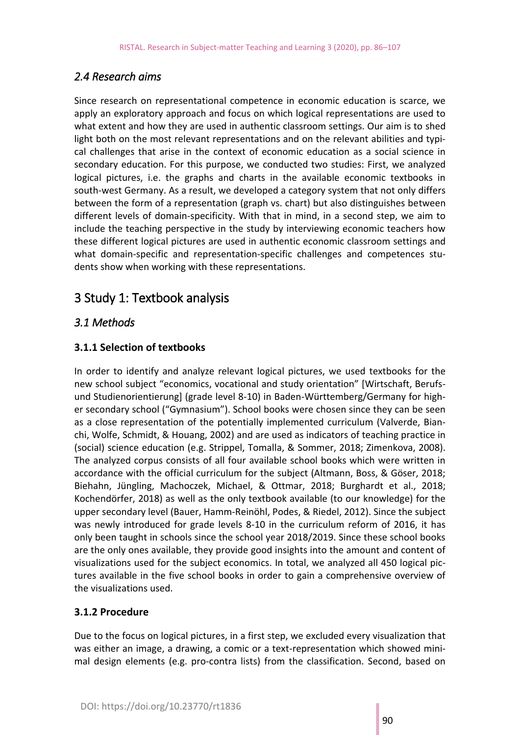### *2.4 Research aims*

Since research on representational competence in economic education is scarce, we apply an exploratory approach and focus on which logical representations are used to what extent and how they are used in authentic classroom settings. Our aim is to shed light both on the most relevant representations and on the relevant abilities and typical challenges that arise in the context of economic education as a social science in secondary education. For this purpose, we conducted two studies: First, we analyzed logical pictures, i.e. the graphs and charts in the available economic textbooks in south-west Germany. As a result, we developed a category system that not only differs between the form of a representation (graph vs. chart) but also distinguishes between different levels of domain-specificity. With that in mind, in a second step, we aim to include the teaching perspective in the study by interviewing economic teachers how these different logical pictures are used in authentic economic classroom settings and what domain-specific and representation-specific challenges and competences students show when working with these representations.

## 3 Study 1: Textbook analysis

### *3.1 Methods*

#### 3.1.1 Selection of textbooks

In order to identify and analyze relevant logical pictures, we used textbooks for the new school subject "economics, vocational and study orientation" [Wirtschaft, Berufs- und Studienorientierung] (grade level 8-10) in Baden-Württemberg/Germany for higher secondary school ("Gymnasium"). School books were chosen since they can be seen as a close representation of the potentially implemented curriculum (Valverde, Bianchi, Wolfe, Schmidt, & Houang, 2002) and are used as indicators of teaching practice in (social) science education (e.g. Strippel, Tomalla, & Sommer, 2018; Zimenkova, 2008). The analyzed corpus consists of all four available school books which were written in accordance with the official curriculum for the subject (Altmann, Boss, & Göser, 2018; Biehahn, Jüngling, Machoczek, Michael, & Ottmar, 2018; Burghardt et al., 2018; Kochendörfer, 2018) as well as the only textbook available (to our knowledge) for the upper secondary level (Bauer, Hamm-Reinöhl, Podes, & Riedel, 2012). Since the subject was newly introduced for grade levels 8-10 in the curriculum reform of 2016, it has only been taught in schools since the school year 2018/2019. Since these school books are the only ones available, they provide good insights into the amount and content of visualizations used for the subject economics. In total, we analyzed all 450 logical pictures available in the five school books in order to gain a comprehensive overview of the visualizations used.

#### 3.1.2 Procedure

Due to the focus on logical pictures, in a first step, we excluded every visualization that was either an image, a drawing, a comic or a text-representation which showed minimal design elements (e.g. pro-contra lists) from the classification. Second, based on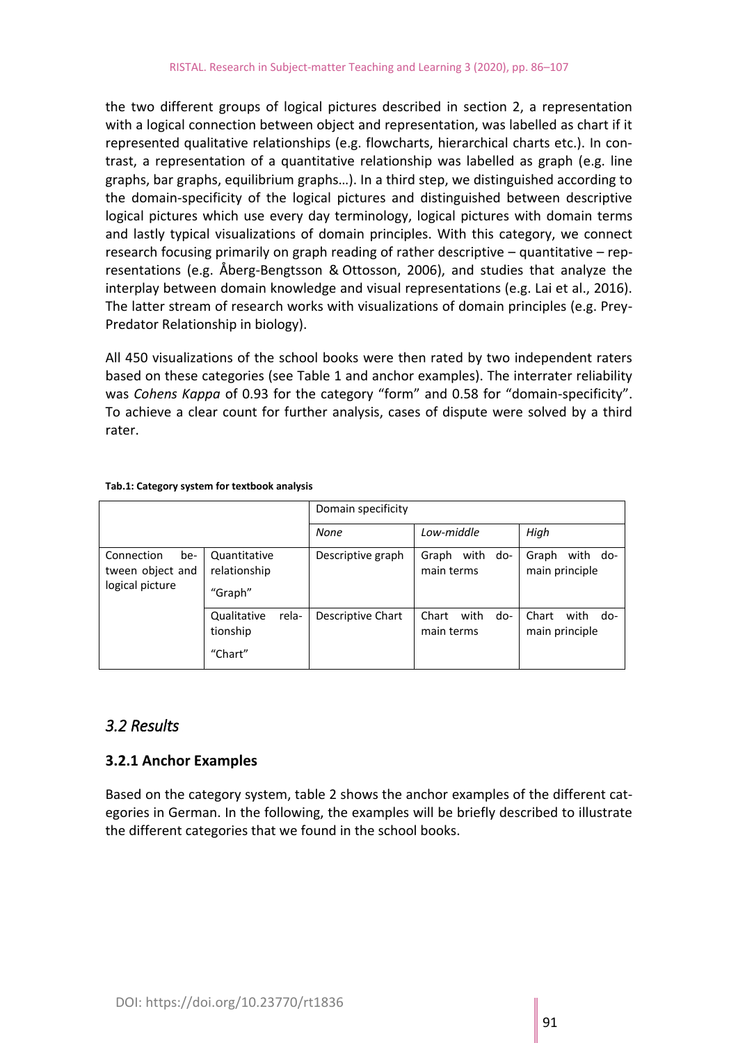the two different groups of logical pictures described in section 2, a representation with a logical connection between object and representation, was labelled as chart if it represented qualitative relationships (e.g. flowcharts, hierarchical charts etc.). In contrast, a representation of a quantitative relationship was labelled as graph (e.g. line graphs, bar graphs, equilibrium graphs…). In a third step, we distinguished according to the domain-specificity of the logical pictures and distinguished between descriptive logical pictures which use every day terminology, logical pictures with domain terms and lastly typical visualizations of domain principles. With this category, we connect research focusing primarily on graph reading of rather descriptive – quantitative – representations (e.g. Åberg-Bengtsson & Ottosson, 2006), and studies that analyze the interplay between domain knowledge and visual representations (e.g. Lai et al., 2016). The latter stream of research works with visualizations of domain principles (e.g. Prey-Predator Relationship in biology).

All 450 visualizations of the school books were then rated by two independent raters based on these categories (see Table 1 and anchor examples). The interrater reliability was *Cohens Kappa* of 0.93 for the category "form" and 0.58 for "domain-specificity". To achieve a clear count for further analysis, cases of dispute were solved by a third rater.

**Tab.1: Category system for textbook analysis**

| | | Domain specificity | | |
|---|---|---|---|---|
| | | *None* | *Low-middle* | *High* |
| Connection between object and logical picture | Quantitative relationship "Graph" | Descriptive graph | Graph with domain terms | Graph with domain principle |
| | Qualitative relationship "Chart" | Descriptive Chart | Chart with domain terms | Chart with domain principle |

## *3.2 Results*

### 3.2.1 Anchor Examples

Based on the category system, table 2 shows the anchor examples of the different categories in German. In the following, the examples will be briefly described to illustrate the different categories that we found in the school books.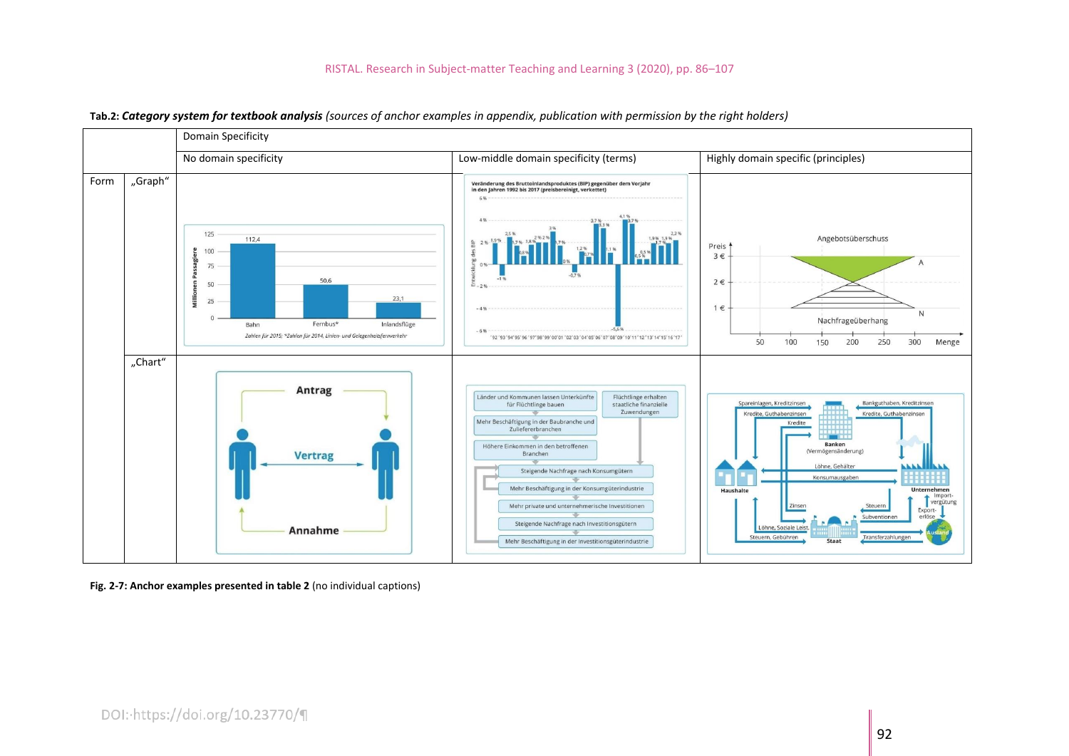**Tab.2: *Category system for textbook analysis*** *(sources of anchor examples in appendix, publication with permission by the right holders)*

| | | Domain Specificity | | |
|---|---|---|---|---|
| | | No domain specificity | Low-middle domain specificity (terms) | Highly domain specific (principles) |
| Form | „Graph“ | | | |
| | „Chart“ | | | |

**Fig. 2-7: Anchor examples presented in table 2** (no individual captions)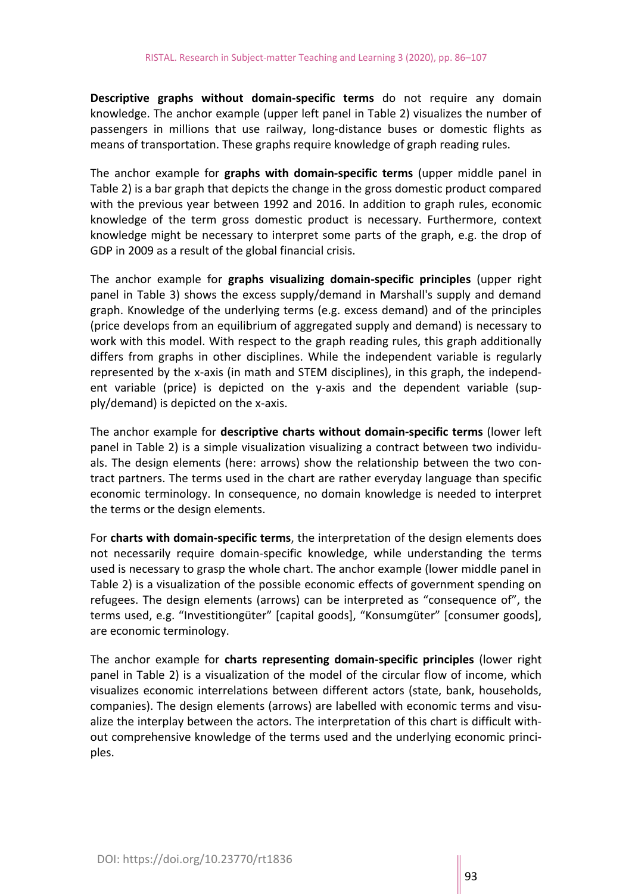**Descriptive graphs without domain-specific terms** do not require any domain knowledge. The anchor example (upper left panel in Table 2) visualizes the number of passengers in millions that use railway, long-distance buses or domestic flights as means of transportation. These graphs require knowledge of graph reading rules.

The anchor example for **graphs with domain-specific terms** (upper middle panel in Table 2) is a bar graph that depicts the change in the gross domestic product compared with the previous year between 1992 and 2016. In addition to graph rules, economic knowledge of the term gross domestic product is necessary. Furthermore, context knowledge might be necessary to interpret some parts of the graph, e.g. the drop of GDP in 2009 as a result of the global financial crisis.

The anchor example for **graphs visualizing domain-specific principles** (upper right panel in Table 3) shows the excess supply/demand in Marshall's supply and demand graph. Knowledge of the underlying terms (e.g. excess demand) and of the principles (price develops from an equilibrium of aggregated supply and demand) is necessary to work with this model. With respect to the graph reading rules, this graph additionally differs from graphs in other disciplines. While the independent variable is regularly represented by the x-axis (in math and STEM disciplines), in this graph, the independent variable (price) is depicted on the y-axis and the dependent variable (supply/demand) is depicted on the x-axis.

The anchor example for **descriptive charts without domain-specific terms** (lower left panel in Table 2) is a simple visualization visualizing a contract between two individuals. The design elements (here: arrows) show the relationship between the two contract partners. The terms used in the chart are rather everyday language than specific economic terminology. In consequence, no domain knowledge is needed to interpret the terms or the design elements.

For **charts with domain-specific terms**, the interpretation of the design elements does not necessarily require domain-specific knowledge, while understanding the terms used is necessary to grasp the whole chart. The anchor example (lower middle panel in Table 2) is a visualization of the possible economic effects of government spending on refugees. The design elements (arrows) can be interpreted as "consequence of", the terms used, e.g. "Investitiongüter" [capital goods], "Konsumgüter" [consumer goods], are economic terminology.

The anchor example for **charts representing domain-specific principles** (lower right panel in Table 2) is a visualization of the model of the circular flow of income, which visualizes economic interrelations between different actors (state, bank, households, companies). The design elements (arrows) are labelled with economic terms and visualize the interplay between the actors. The interpretation of this chart is difficult without comprehensive knowledge of the terms used and the underlying economic principles.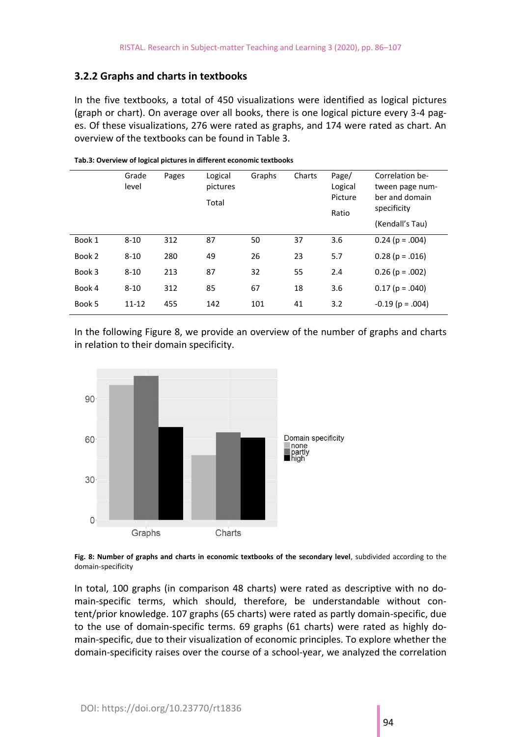### 3.2.2 Graphs and charts in textbooks

In the five textbooks, a total of 450 visualizations were identified as logical pictures (graph or chart). On average over all books, there is one logical picture every 3-4 pages. Of these visualizations, 276 were rated as graphs, and 174 were rated as chart. An overview of the textbooks can be found in Table 3.

**Tab.3: Overview of logical pictures in different economic textbooks**

| | Grade level | Pages | Logical pictures Total | Graphs | Charts | Page/ Logical Picture Ratio | Correlation between page number and domain specificity (Kendall's Tau) |
|---|---|---|---|---|---|---|---|
| Book 1 | 8-10 | 312 | 87 | 50 | 37 | 3.6 | 0.24 ($p = .004$) |
| Book 2 | 8-10 | 280 | 49 | 26 | 23 | 5.7 | 0.28 ($p = .016$) |
| Book 3 | 8-10 | 213 | 87 | 32 | 55 | 2.4 | 0.26 ($p = .002$) |
| Book 4 | 8-10 | 312 | 85 | 67 | 18 | 3.6 | 0.17 ($p = .040$) |
| Book 5 | 11-12 | 455 | 142 | 101 | 41 | 3.2 | -0.19 ($p = .004$) |

In the following Figure 8, we provide an overview of the number of graphs and charts in relation to their domain specificity.

**Fig. 8: Number of graphs and charts in economic textbooks of the secondary level**, subdivided according to the domain-specificity

In total, 100 graphs (in comparison 48 charts) were rated as descriptive with no domain-specific terms, which should, therefore, be understandable without content/prior knowledge. 107 graphs (65 charts) were rated as partly domain-specific, due to the use of domain-specific terms. 69 graphs (61 charts) were rated as highly domain-specific, due to their visualization of economic principles. To explore whether the domain-specificity raises over the course of a school-year, we analyzed the correlation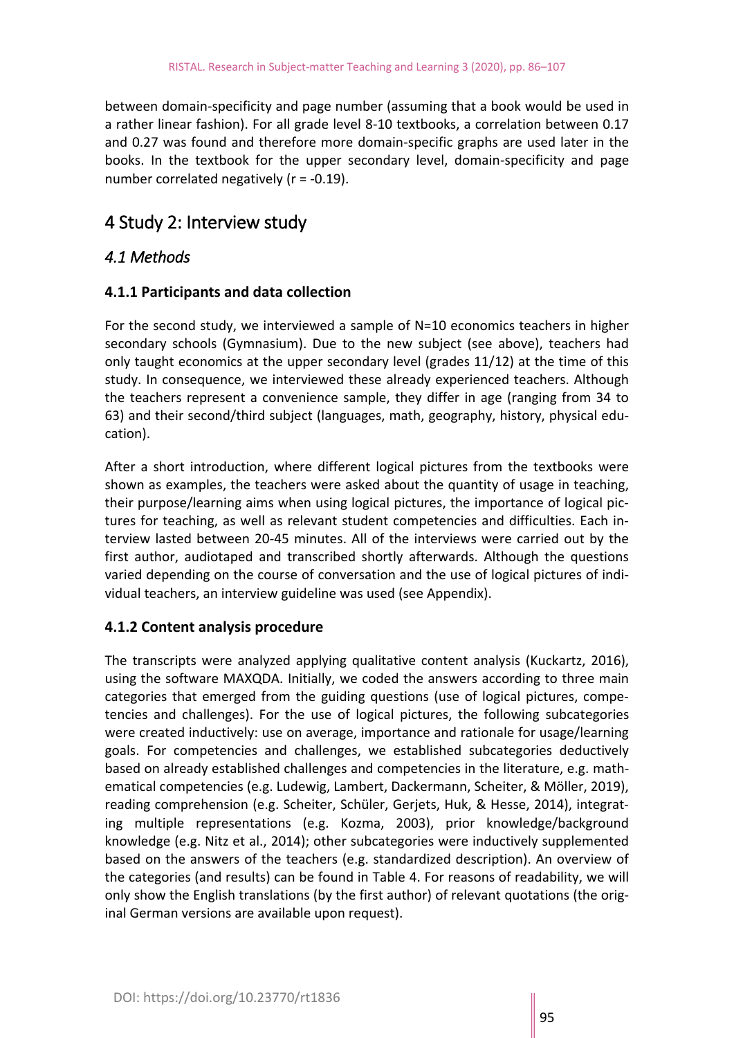between domain-specificity and page number (assuming that a book would be used in a rather linear fashion). For all grade level 8-10 textbooks, a correlation between 0.17 and 0.27 was found and therefore more domain-specific graphs are used later in the books. In the textbook for the upper secondary level, domain-specificity and page number correlated negatively ($r = -0.19$).

## 4 Study 2: Interview study

### *4.1 Methods*

#### 4.1.1 Participants and data collection

For the second study, we interviewed a sample of N=10 economics teachers in higher secondary schools (Gymnasium). Due to the new subject (see above), teachers had only taught economics at the upper secondary level (grades 11/12) at the time of this study. In consequence, we interviewed these already experienced teachers. Although the teachers represent a convenience sample, they differ in age (ranging from 34 to 63) and their second/third subject (languages, math, geography, history, physical education).

After a short introduction, where different logical pictures from the textbooks were shown as examples, the teachers were asked about the quantity of usage in teaching, their purpose/learning aims when using logical pictures, the importance of logical pictures for teaching, as well as relevant student competencies and difficulties. Each interview lasted between 20-45 minutes. All of the interviews were carried out by the first author, audiotaped and transcribed shortly afterwards. Although the questions varied depending on the course of conversation and the use of logical pictures of individual teachers, an interview guideline was used (see Appendix).

#### 4.1.2 Content analysis procedure

The transcripts were analyzed applying qualitative content analysis (Kuckartz, 2016), using the software MAXQDA. Initially, we coded the answers according to three main categories that emerged from the guiding questions (use of logical pictures, competencies and challenges). For the use of logical pictures, the following subcategories were created inductively: use on average, importance and rationale for usage/learning goals. For competencies and challenges, we established subcategories deductively based on already established challenges and competencies in the literature, e.g. mathematical competencies (e.g. Ludewig, Lambert, Dackermann, Scheiter, & Möller, 2019), reading comprehension (e.g. Scheiter, Schüler, Gerjets, Huk, & Hesse, 2014), integrating multiple representations (e.g. Kozma, 2003), prior knowledge/background knowledge (e.g. Nitz et al., 2014); other subcategories were inductively supplemented based on the answers of the teachers (e.g. standardized description). An overview of the categories (and results) can be found in Table 4. For reasons of readability, we will only show the English translations (by the first author) of relevant quotations (the original German versions are available upon request).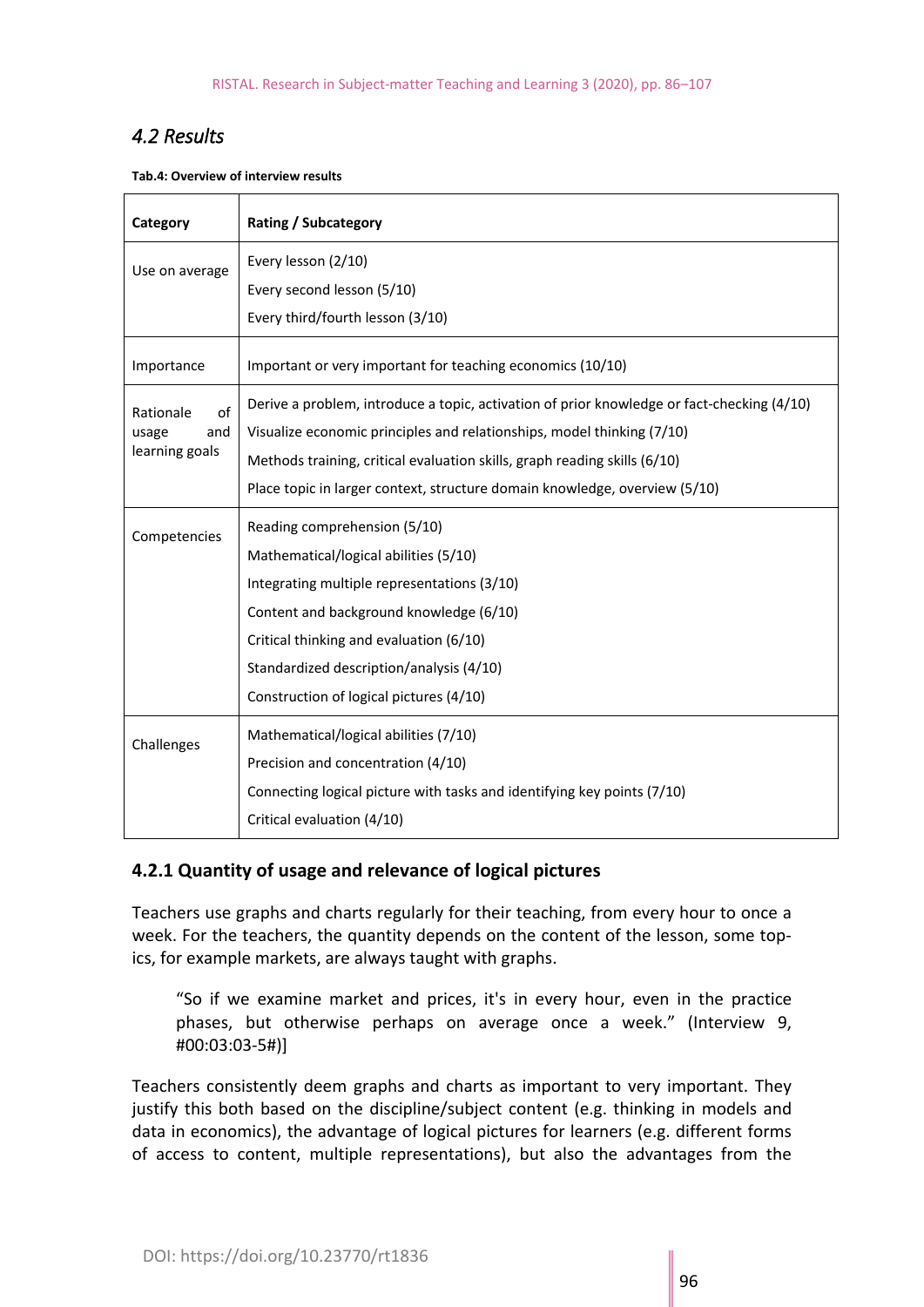## 4.2 Results

**Tab.4: Overview of interview results**

| Category | Rating / Subcategory |
|---|---|
| Use on average | Every lesson (2/10)<br>Every second lesson (5/10)<br>Every third/fourth lesson (3/10) |
| Importance | Important or very important for teaching economics (10/10) |
| Rationale of usage and learning goals | Derive a problem, introduce a topic, activation of prior knowledge or fact-checking (4/10)<br>Visualize economic principles and relationships, model thinking (7/10)<br>Methods training, critical evaluation skills, graph reading skills (6/10)<br>Place topic in larger context, structure domain knowledge, overview (5/10) |
| Competencies | Reading comprehension (5/10)<br>Mathematical/logical abilities (5/10)<br>Integrating multiple representations (3/10)<br>Content and background knowledge (6/10)<br>Critical thinking and evaluation (6/10)<br>Standardized description/analysis (4/10)<br>Construction of logical pictures (4/10) |
| Challenges | Mathematical/logical abilities (7/10)<br>Precision and concentration (4/10)<br>Connecting logical picture with tasks and identifying key points (7/10)<br>Critical evaluation (4/10) |

### 4.2.1 Quantity of usage and relevance of logical pictures

Teachers use graphs and charts regularly for their teaching, from every hour to once a week. For the teachers, the quantity depends on the content of the lesson, some topics, for example markets, are always taught with graphs.

> "So if we examine market and prices, it's in every hour, even in the practice phases, but otherwise perhaps on average once a week." (Interview 9, #00:03:03-5#)]

Teachers consistently deem graphs and charts as important to very important. They justify this both based on the discipline/subject content (e.g. thinking in models and data in economics), the advantage of logical pictures for learners (e.g. different forms of access to content, multiple representations), but also the advantages from the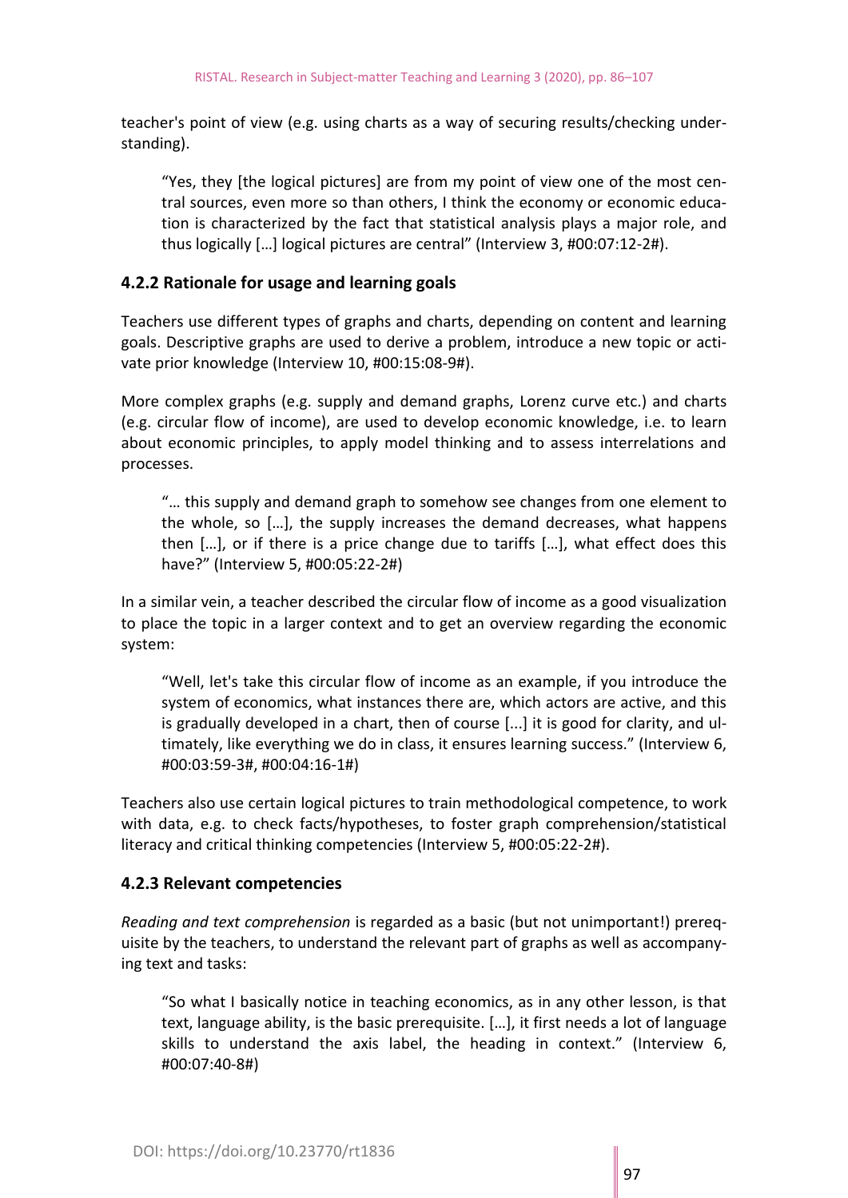teacher's point of view (e.g. using charts as a way of securing results/checking understanding).

> "Yes, they [the logical pictures] are from my point of view one of the most central sources, even more so than others, I think the economy or economic education is characterized by the fact that statistical analysis plays a major role, and thus logically […] logical pictures are central" (Interview 3, #00:07:12-2#).

### 4.2.2 Rationale for usage and learning goals

Teachers use different types of graphs and charts, depending on content and learning goals. Descriptive graphs are used to derive a problem, introduce a new topic or activate prior knowledge (Interview 10, #00:15:08-9#).

More complex graphs (e.g. supply and demand graphs, Lorenz curve etc.) and charts (e.g. circular flow of income), are used to develop economic knowledge, i.e. to learn about economic principles, to apply model thinking and to assess interrelations and processes.

> "… this supply and demand graph to somehow see changes from one element to the whole, so […], the supply increases the demand decreases, what happens then […], or if there is a price change due to tariffs […], what effect does this have?" (Interview 5, #00:05:22-2#)

In a similar vein, a teacher described the circular flow of income as a good visualization to place the topic in a larger context and to get an overview regarding the economic system:

> "Well, let's take this circular flow of income as an example, if you introduce the system of economics, what instances there are, which actors are active, and this is gradually developed in a chart, then of course [...] it is good for clarity, and ultimately, like everything we do in class, it ensures learning success." (Interview 6, #00:03:59-3#, #00:04:16-1#)

Teachers also use certain logical pictures to train methodological competence, to work with data, e.g. to check facts/hypotheses, to foster graph comprehension/statistical literacy and critical thinking competencies (Interview 5, #00:05:22-2#).

### 4.2.3 Relevant competencies

*Reading and text comprehension* is regarded as a basic (but not unimportant!) prerequisite by the teachers, to understand the relevant part of graphs as well as accompanying text and tasks:

> "So what I basically notice in teaching economics, as in any other lesson, is that text, language ability, is the basic prerequisite. […], it first needs a lot of language skills to understand the axis label, the heading in context." (Interview 6, #00:07:40-8#)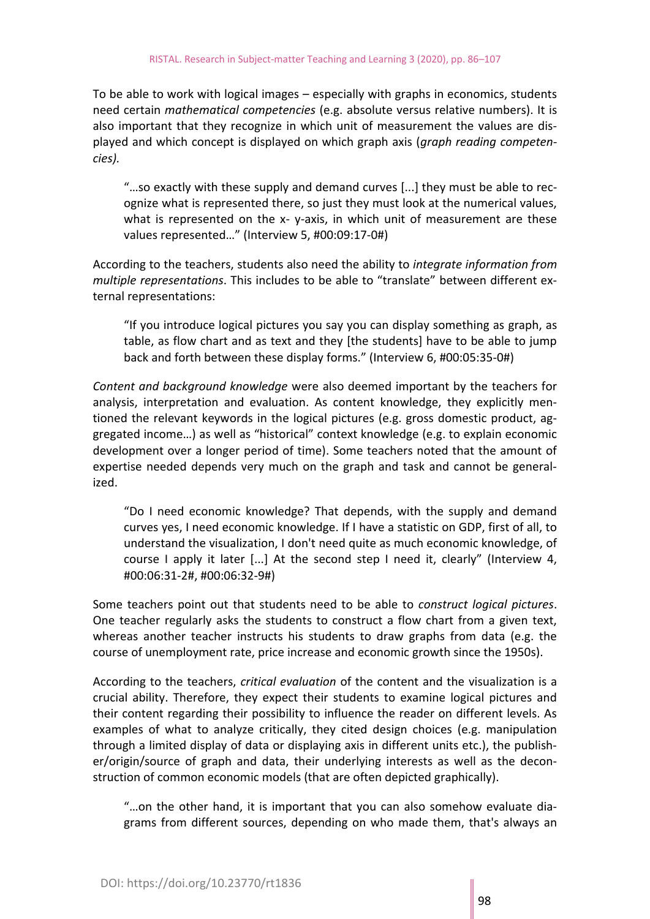To be able to work with logical images – especially with graphs in economics, students need certain *mathematical competencies* (e.g. absolute versus relative numbers). It is also important that they recognize in which unit of measurement the values are displayed and which concept is displayed on which graph axis (*graph reading competencies).*

> "…so exactly with these supply and demand curves [...] they must be able to recognize what is represented there, so just they must look at the numerical values, what is represented on the x- y-axis, in which unit of measurement are these values represented…" (Interview 5, #00:09:17-0#)

According to the teachers, students also need the ability to *integrate information from multiple representations*. This includes to be able to "translate" between different external representations:

> "If you introduce logical pictures you say you can display something as graph, as table, as flow chart and as text and they [the students] have to be able to jump back and forth between these display forms." (Interview 6, #00:05:35-0#)

*Content and background knowledge* were also deemed important by the teachers for analysis, interpretation and evaluation. As content knowledge, they explicitly mentioned the relevant keywords in the logical pictures (e.g. gross domestic product, aggregated income…) as well as "historical" context knowledge (e.g. to explain economic development over a longer period of time). Some teachers noted that the amount of expertise needed depends very much on the graph and task and cannot be generalized.

> "Do I need economic knowledge? That depends, with the supply and demand curves yes, I need economic knowledge. If I have a statistic on GDP, first of all, to understand the visualization, I don't need quite as much economic knowledge, of course I apply it later [...] At the second step I need it, clearly" (Interview 4, #00:06:31-2#, #00:06:32-9#)

Some teachers point out that students need to be able to *construct logical pictures*. One teacher regularly asks the students to construct a flow chart from a given text, whereas another teacher instructs his students to draw graphs from data (e.g. the course of unemployment rate, price increase and economic growth since the 1950s).

According to the teachers, *critical evaluation* of the content and the visualization is a crucial ability. Therefore, they expect their students to examine logical pictures and their content regarding their possibility to influence the reader on different levels. As examples of what to analyze critically, they cited design choices (e.g. manipulation through a limited display of data or displaying axis in different units etc.), the publisher/origin/source of graph and data, their underlying interests as well as the deconstruction of common economic models (that are often depicted graphically).

> "…on the other hand, it is important that you can also somehow evaluate diagrams from different sources, depending on who made them, that's always an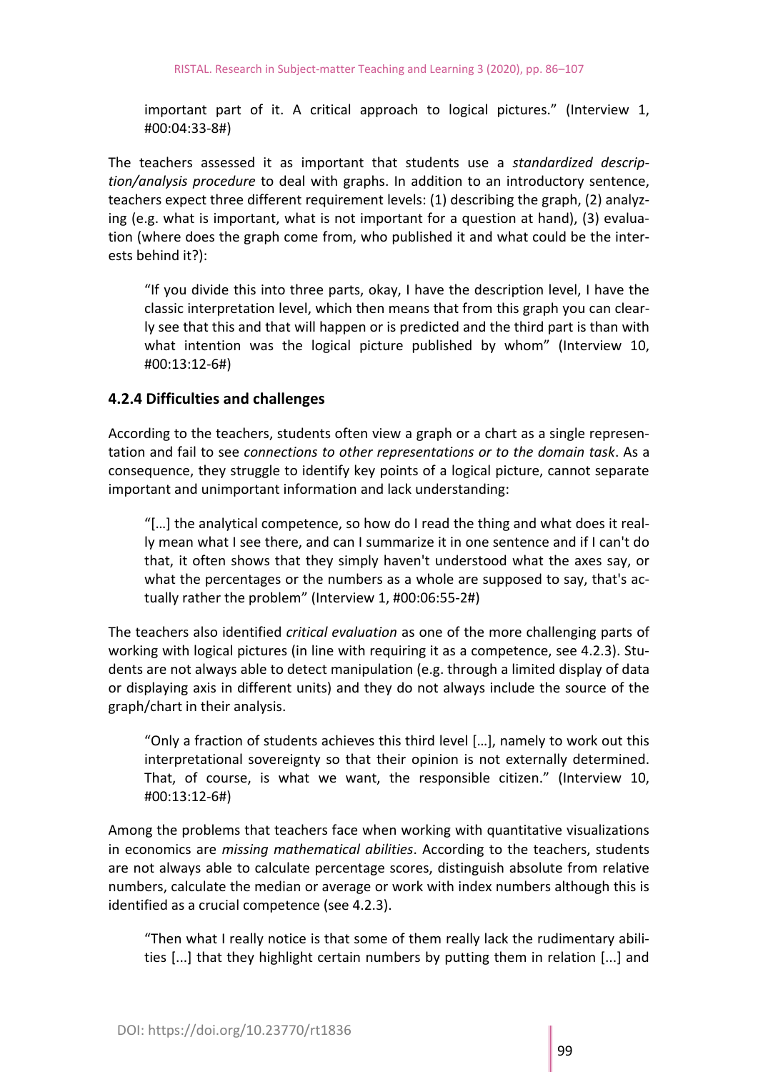important part of it. A critical approach to logical pictures." (Interview 1, #00:04:33-8#)

The teachers assessed it as important that students use a *standardized description/analysis procedure* to deal with graphs. In addition to an introductory sentence, teachers expect three different requirement levels: (1) describing the graph, (2) analyzing (e.g. what is important, what is not important for a question at hand), (3) evaluation (where does the graph come from, who published it and what could be the interests behind it?):

> "If you divide this into three parts, okay, I have the description level, I have the classic interpretation level, which then means that from this graph you can clearly see that this and that will happen or is predicted and the third part is than with what intention was the logical picture published by whom" (Interview 10, #00:13:12-6#)

### 4.2.4 Difficulties and challenges

According to the teachers, students often view a graph or a chart as a single representation and fail to see *connections to other representations or to the domain task*. As a consequence, they struggle to identify key points of a logical picture, cannot separate important and unimportant information and lack understanding:

> "[…] the analytical competence, so how do I read the thing and what does it really mean what I see there, and can I summarize it in one sentence and if I can't do that, it often shows that they simply haven't understood what the axes say, or what the percentages or the numbers as a whole are supposed to say, that's actually rather the problem" (Interview 1, #00:06:55-2#)

The teachers also identified *critical evaluation* as one of the more challenging parts of working with logical pictures (in line with requiring it as a competence, see 4.2.3). Students are not always able to detect manipulation (e.g. through a limited display of data or displaying axis in different units) and they do not always include the source of the graph/chart in their analysis.

> "Only a fraction of students achieves this third level […], namely to work out this interpretational sovereignty so that their opinion is not externally determined. That, of course, is what we want, the responsible citizen." (Interview 10, #00:13:12-6#)

Among the problems that teachers face when working with quantitative visualizations in economics are *missing mathematical abilities*. According to the teachers, students are not always able to calculate percentage scores, distinguish absolute from relative numbers, calculate the median or average or work with index numbers although this is identified as a crucial competence (see 4.2.3).

> "Then what I really notice is that some of them really lack the rudimentary abilities [...] that they highlight certain numbers by putting them in relation [...] and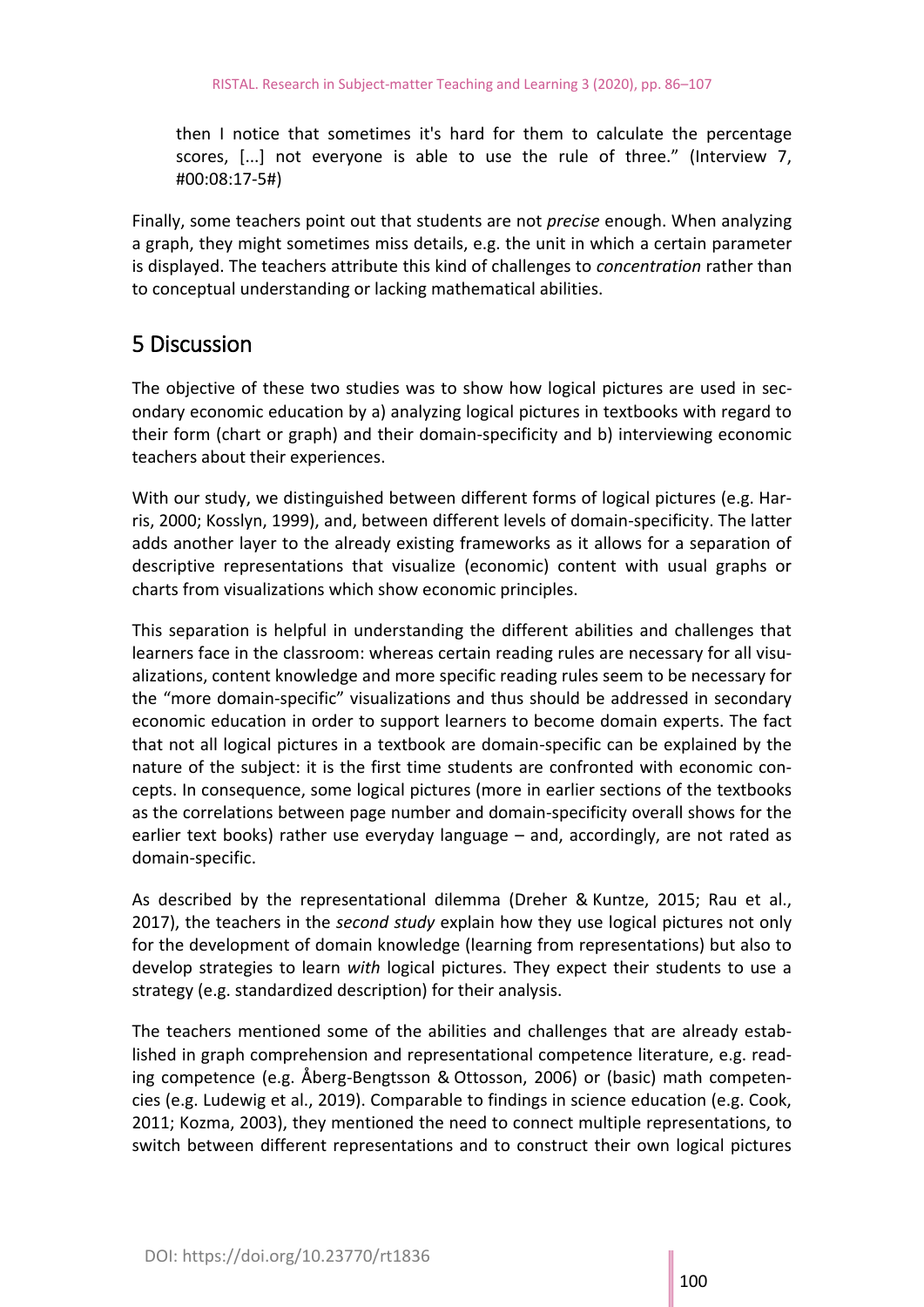then I notice that sometimes it's hard for them to calculate the percentage scores, [...] not everyone is able to use the rule of three." (Interview 7, #00:08:17-5#)

Finally, some teachers point out that students are not *precise* enough. When analyzing a graph, they might sometimes miss details, e.g. the unit in which a certain parameter is displayed. The teachers attribute this kind of challenges to *concentration* rather than to conceptual understanding or lacking mathematical abilities.

## 5 Discussion

The objective of these two studies was to show how logical pictures are used in secondary economic education by a) analyzing logical pictures in textbooks with regard to their form (chart or graph) and their domain-specificity and b) interviewing economic teachers about their experiences.

With our study, we distinguished between different forms of logical pictures (e.g. Harris, 2000; Kosslyn, 1999), and, between different levels of domain-specificity. The latter adds another layer to the already existing frameworks as it allows for a separation of descriptive representations that visualize (economic) content with usual graphs or charts from visualizations which show economic principles.

This separation is helpful in understanding the different abilities and challenges that learners face in the classroom: whereas certain reading rules are necessary for all visualizations, content knowledge and more specific reading rules seem to be necessary for the "more domain-specific" visualizations and thus should be addressed in secondary economic education in order to support learners to become domain experts. The fact that not all logical pictures in a textbook are domain-specific can be explained by the nature of the subject: it is the first time students are confronted with economic concepts. In consequence, some logical pictures (more in earlier sections of the textbooks as the correlations between page number and domain-specificity overall shows for the earlier text books) rather use everyday language – and, accordingly, are not rated as domain-specific.

As described by the representational dilemma (Dreher & Kuntze, 2015; Rau et al., 2017), the teachers in the *second study* explain how they use logical pictures not only for the development of domain knowledge (learning from representations) but also to develop strategies to learn *with* logical pictures. They expect their students to use a strategy (e.g. standardized description) for their analysis.

The teachers mentioned some of the abilities and challenges that are already established in graph comprehension and representational competence literature, e.g. reading competence (e.g. Åberg-Bengtsson & Ottosson, 2006) or (basic) math competencies (e.g. Ludewig et al., 2019). Comparable to findings in science education (e.g. Cook, 2011; Kozma, 2003), they mentioned the need to connect multiple representations, to switch between different representations and to construct their own logical pictures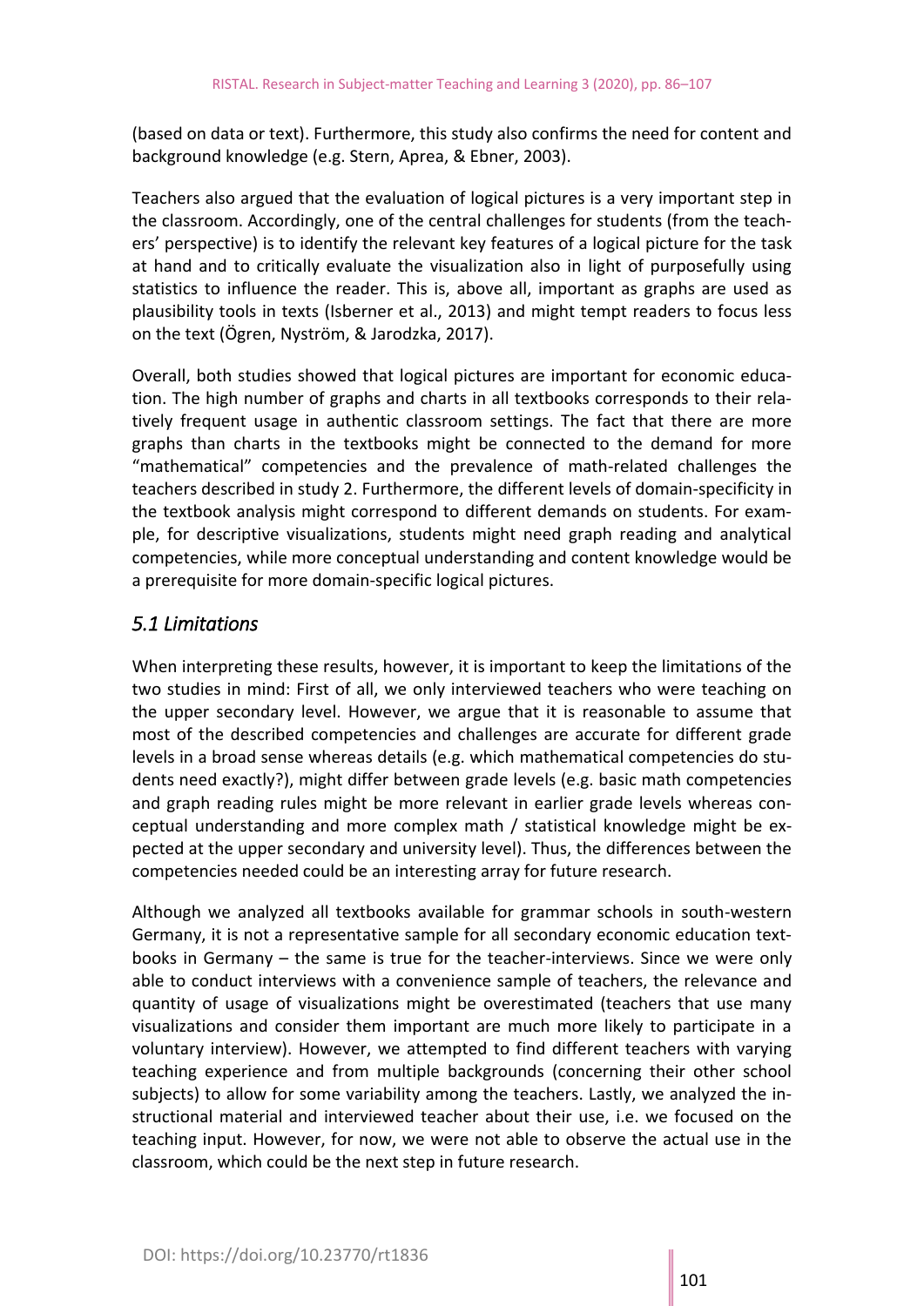(based on data or text). Furthermore, this study also confirms the need for content and background knowledge (e.g. Stern, Aprea, & Ebner, 2003).

Teachers also argued that the evaluation of logical pictures is a very important step in the classroom. Accordingly, one of the central challenges for students (from the teachers' perspective) is to identify the relevant key features of a logical picture for the task at hand and to critically evaluate the visualization also in light of purposefully using statistics to influence the reader. This is, above all, important as graphs are used as plausibility tools in texts (Isberner et al., 2013) and might tempt readers to focus less on the text (Ögren, Nyström, & Jarodzka, 2017).

Overall, both studies showed that logical pictures are important for economic education. The high number of graphs and charts in all textbooks corresponds to their relatively frequent usage in authentic classroom settings. The fact that there are more graphs than charts in the textbooks might be connected to the demand for more "mathematical" competencies and the prevalence of math-related challenges the teachers described in study 2. Furthermore, the different levels of domain-specificity in the textbook analysis might correspond to different demands on students. For example, for descriptive visualizations, students might need graph reading and analytical competencies, while more conceptual understanding and content knowledge would be a prerequisite for more domain-specific logical pictures.

## *5.1 Limitations*

When interpreting these results, however, it is important to keep the limitations of the two studies in mind: First of all, we only interviewed teachers who were teaching on the upper secondary level. However, we argue that it is reasonable to assume that most of the described competencies and challenges are accurate for different grade levels in a broad sense whereas details (e.g. which mathematical competencies do students need exactly?), might differ between grade levels (e.g. basic math competencies and graph reading rules might be more relevant in earlier grade levels whereas conceptual understanding and more complex math / statistical knowledge might be expected at the upper secondary and university level). Thus, the differences between the competencies needed could be an interesting array for future research.

Although we analyzed all textbooks available for grammar schools in south-western Germany, it is not a representative sample for all secondary economic education textbooks in Germany – the same is true for the teacher-interviews. Since we were only able to conduct interviews with a convenience sample of teachers, the relevance and quantity of usage of visualizations might be overestimated (teachers that use many visualizations and consider them important are much more likely to participate in a voluntary interview). However, we attempted to find different teachers with varying teaching experience and from multiple backgrounds (concerning their other school subjects) to allow for some variability among the teachers. Lastly, we analyzed the instructional material and interviewed teacher about their use, i.e. we focused on the teaching input. However, for now, we were not able to observe the actual use in the classroom, which could be the next step in future research.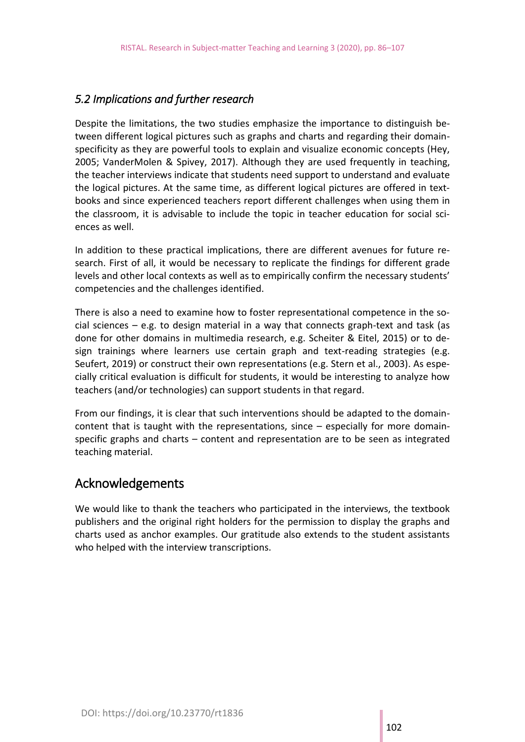### *5.2 Implications and further research*

Despite the limitations, the two studies emphasize the importance to distinguish between different logical pictures such as graphs and charts and regarding their domain-specificity as they are powerful tools to explain and visualize economic concepts (Hey, 2005; VanderMolen & Spivey, 2017). Although they are used frequently in teaching, the teacher interviews indicate that students need support to understand and evaluate the logical pictures. At the same time, as different logical pictures are offered in textbooks and since experienced teachers report different challenges when using them in the classroom, it is advisable to include the topic in teacher education for social sciences as well.

In addition to these practical implications, there are different avenues for future research. First of all, it would be necessary to replicate the findings for different grade levels and other local contexts as well as to empirically confirm the necessary students' competencies and the challenges identified.

There is also a need to examine how to foster representational competence in the social sciences – e.g. to design material in a way that connects graph-text and task (as done for other domains in multimedia research, e.g. Scheiter & Eitel, 2015) or to design trainings where learners use certain graph and text-reading strategies (e.g. Seufert, 2019) or construct their own representations (e.g. Stern et al., 2003). As especially critical evaluation is difficult for students, it would be interesting to analyze how teachers (and/or technologies) can support students in that regard.

From our findings, it is clear that such interventions should be adapted to the domain-content that is taught with the representations, since – especially for more domain-specific graphs and charts – content and representation are to be seen as integrated teaching material.

## Acknowledgements

We would like to thank the teachers who participated in the interviews, the textbook publishers and the original right holders for the permission to display the graphs and charts used as anchor examples. Our gratitude also extends to the student assistants who helped with the interview transcriptions.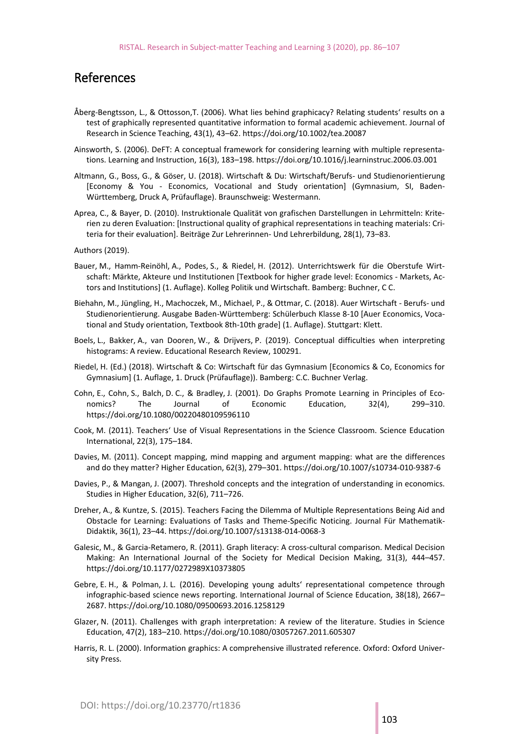## References

Åberg-Bengtsson, L., & Ottosson,T. (2006). What lies behind graphicacy? Relating students' results on a test of graphically represented quantitative information to formal academic achievement. Journal of Research in Science Teaching, 43(1), 43–62. https://doi.org/10.1002/tea.20087

Ainsworth, S. (2006). DeFT: A conceptual framework for considering learning with multiple representations. Learning and Instruction, 16(3), 183–198. https://doi.org/10.1016/j.learninstruc.2006.03.001

Altmann, G., Boss, G., & Göser, U. (2018). Wirtschaft & Du: Wirtschaft/Berufs- und Studienorientierung [Economy & You - Economics, Vocational and Study orientation] (Gymnasium, SI, Baden-Württemberg, Druck A, Prüfauflage). Braunschweig: Westermann.

Aprea, C., & Bayer, D. (2010). Instruktionale Qualität von grafischen Darstellungen in Lehrmitteln: Kriterien zu deren Evaluation: [Instructional quality of graphical representations in teaching materials: Criteria for their evaluation]. Beiträge Zur Lehrerinnen- Und Lehrerbildung, 28(1), 73–83.

Authors (2019).

Bauer, M., Hamm-Reinöhl, A., Podes, S., & Riedel, H. (2012). Unterrichtswerk für die Oberstufe Wirtschaft: Märkte, Akteure und Institutionen [Textbook for higher grade level: Economics - Markets, Actors and Institutions] (1. Auflage). Kolleg Politik und Wirtschaft. Bamberg: Buchner, C C.

Biehahn, M., Jüngling, H., Machoczek, M., Michael, P., & Ottmar, C. (2018). Auer Wirtschaft - Berufs- und Studienorientierung. Ausgabe Baden-Württemberg: Schülerbuch Klasse 8-10 [Auer Economics, Vocational and Study orientation, Textbook 8th-10th grade] (1. Auflage). Stuttgart: Klett.

Boels, L., Bakker, A., van Dooren, W., & Drijvers, P. (2019). Conceptual difficulties when interpreting histograms: A review. Educational Research Review, 100291.

Riedel, H. (Ed.) (2018). Wirtschaft & Co: Wirtschaft für das Gymnasium [Economics & Co, Economics for Gymnasium] (1. Auflage, 1. Druck (Prüfauflage)). Bamberg: C.C. Buchner Verlag.

Cohn, E., Cohn, S., Balch, D. C., & Bradley, J. (2001). Do Graphs Promote Learning in Principles of Economics? The Journal of Economic Education, 32(4), 299–310. https://doi.org/10.1080/00220480109596110

Cook, M. (2011). Teachers' Use of Visual Representations in the Science Classroom. Science Education International, 22(3), 175–184.

Davies, M. (2011). Concept mapping, mind mapping and argument mapping: what are the differences and do they matter? Higher Education, 62(3), 279–301. https://doi.org/10.1007/s10734-010-9387-6

Davies, P., & Mangan, J. (2007). Threshold concepts and the integration of understanding in economics. Studies in Higher Education, 32(6), 711–726.

Dreher, A., & Kuntze, S. (2015). Teachers Facing the Dilemma of Multiple Representations Being Aid and Obstacle for Learning: Evaluations of Tasks and Theme-Specific Noticing. Journal Für Mathematik-Didaktik, 36(1), 23–44. https://doi.org/10.1007/s13138-014-0068-3

Galesic, M., & Garcia-Retamero, R. (2011). Graph literacy: A cross-cultural comparison. Medical Decision Making: An International Journal of the Society for Medical Decision Making, 31(3), 444–457. https://doi.org/10.1177/0272989X10373805

Gebre, E. H., & Polman, J. L. (2016). Developing young adults' representational competence through infographic-based science news reporting. International Journal of Science Education, 38(18), 2667–2687. https://doi.org/10.1080/09500693.2016.1258129

Glazer, N. (2011). Challenges with graph interpretation: A review of the literature. Studies in Science Education, 47(2), 183–210. https://doi.org/10.1080/03057267.2011.605307

Harris, R. L. (2000). Information graphics: A comprehensive illustrated reference. Oxford: Oxford University Press.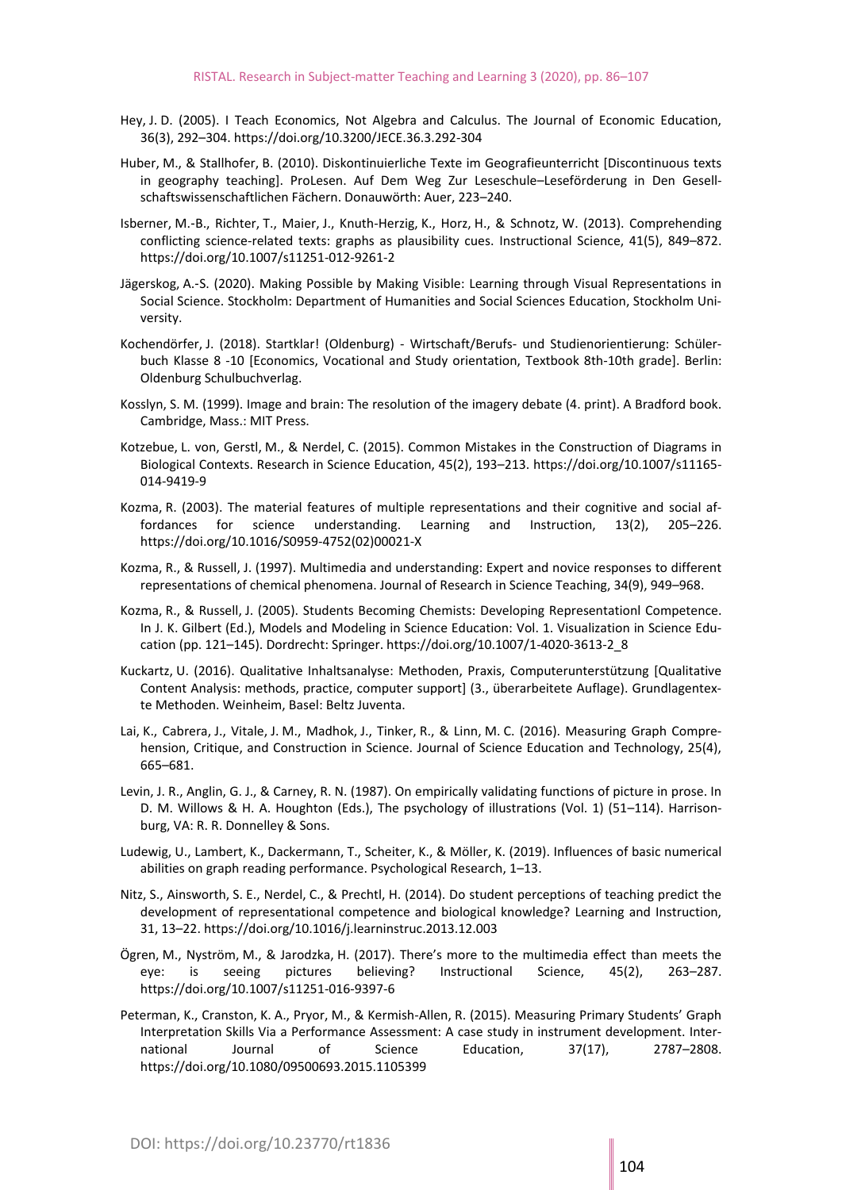Hey, J. D. (2005). I Teach Economics, Not Algebra and Calculus. The Journal of Economic Education, 36(3), 292–304. https://doi.org/10.3200/JECE.36.3.292-304

Huber, M., & Stallhofer, B. (2010). Diskontinuierliche Texte im Geografieunterricht [Discontinuous texts in geography teaching]. ProLesen. Auf Dem Weg Zur Leseschule–Leseförderung in Den Gesellschaftswissenschaftlichen Fächern. Donauwörth: Auer, 223–240.

Isberner, M.-B., Richter, T., Maier, J., Knuth-Herzig, K., Horz, H., & Schnotz, W. (2013). Comprehending conflicting science-related texts: graphs as plausibility cues. Instructional Science, 41(5), 849–872. https://doi.org/10.1007/s11251-012-9261-2

Jägerskog, A.-S. (2020). Making Possible by Making Visible: Learning through Visual Representations in Social Science. Stockholm: Department of Humanities and Social Sciences Education, Stockholm University.

Kochendörfer, J. (2018). Startklar! (Oldenburg) - Wirtschaft/Berufs- und Studienorientierung: Schülerbuch Klasse 8 -10 [Economics, Vocational and Study orientation, Textbook 8th-10th grade]. Berlin: Oldenburg Schulbuchverlag.

Kosslyn, S. M. (1999). Image and brain: The resolution of the imagery debate (4. print). A Bradford book. Cambridge, Mass.: MIT Press.

Kotzebue, L. von, Gerstl, M., & Nerdel, C. (2015). Common Mistakes in the Construction of Diagrams in Biological Contexts. Research in Science Education, 45(2), 193–213. https://doi.org/10.1007/s11165-014-9419-9

Kozma, R. (2003). The material features of multiple representations and their cognitive and social affordances for science understanding. Learning and Instruction, 13(2), 205–226. https://doi.org/10.1016/S0959-4752(02)00021-X

Kozma, R., & Russell, J. (1997). Multimedia and understanding: Expert and novice responses to different representations of chemical phenomena. Journal of Research in Science Teaching, 34(9), 949–968.

Kozma, R., & Russell, J. (2005). Students Becoming Chemists: Developing Representationl Competence. In J. K. Gilbert (Ed.), Models and Modeling in Science Education: Vol. 1. Visualization in Science Education (pp. 121–145). Dordrecht: Springer. https://doi.org/10.1007/1-4020-3613-2_8

Kuckartz, U. (2016). Qualitative Inhaltsanalyse: Methoden, Praxis, Computerunterstützung [Qualitative Content Analysis: methods, practice, computer support] (3., überarbeitete Auflage). Grundlagentexte Methoden. Weinheim, Basel: Beltz Juventa.

Lai, K., Cabrera, J., Vitale, J. M., Madhok, J., Tinker, R., & Linn, M. C. (2016). Measuring Graph Comprehension, Critique, and Construction in Science. Journal of Science Education and Technology, 25(4), 665–681.

Levin, J. R., Anglin, G. J., & Carney, R. N. (1987). On empirically validating functions of picture in prose. In D. M. Willows & H. A. Houghton (Eds.), The psychology of illustrations (Vol. 1) (51–114). Harrisonburg, VA: R. R. Donnelley & Sons.

Ludewig, U., Lambert, K., Dackermann, T., Scheiter, K., & Möller, K. (2019). Influences of basic numerical abilities on graph reading performance. Psychological Research, 1–13.

Nitz, S., Ainsworth, S. E., Nerdel, C., & Prechtl, H. (2014). Do student perceptions of teaching predict the development of representational competence and biological knowledge? Learning and Instruction, 31, 13–22. https://doi.org/10.1016/j.learninstruc.2013.12.003

Ögren, M., Nyström, M., & Jarodzka, H. (2017). There's more to the multimedia effect than meets the eye: is seeing pictures believing? Instructional Science, 45(2), 263–287. https://doi.org/10.1007/s11251-016-9397-6

Peterman, K., Cranston, K. A., Pryor, M., & Kermish-Allen, R. (2015). Measuring Primary Students' Graph Interpretation Skills Via a Performance Assessment: A case study in instrument development. International Journal of Science Education, 37(17), 2787–2808. https://doi.org/10.1080/09500693.2015.1105399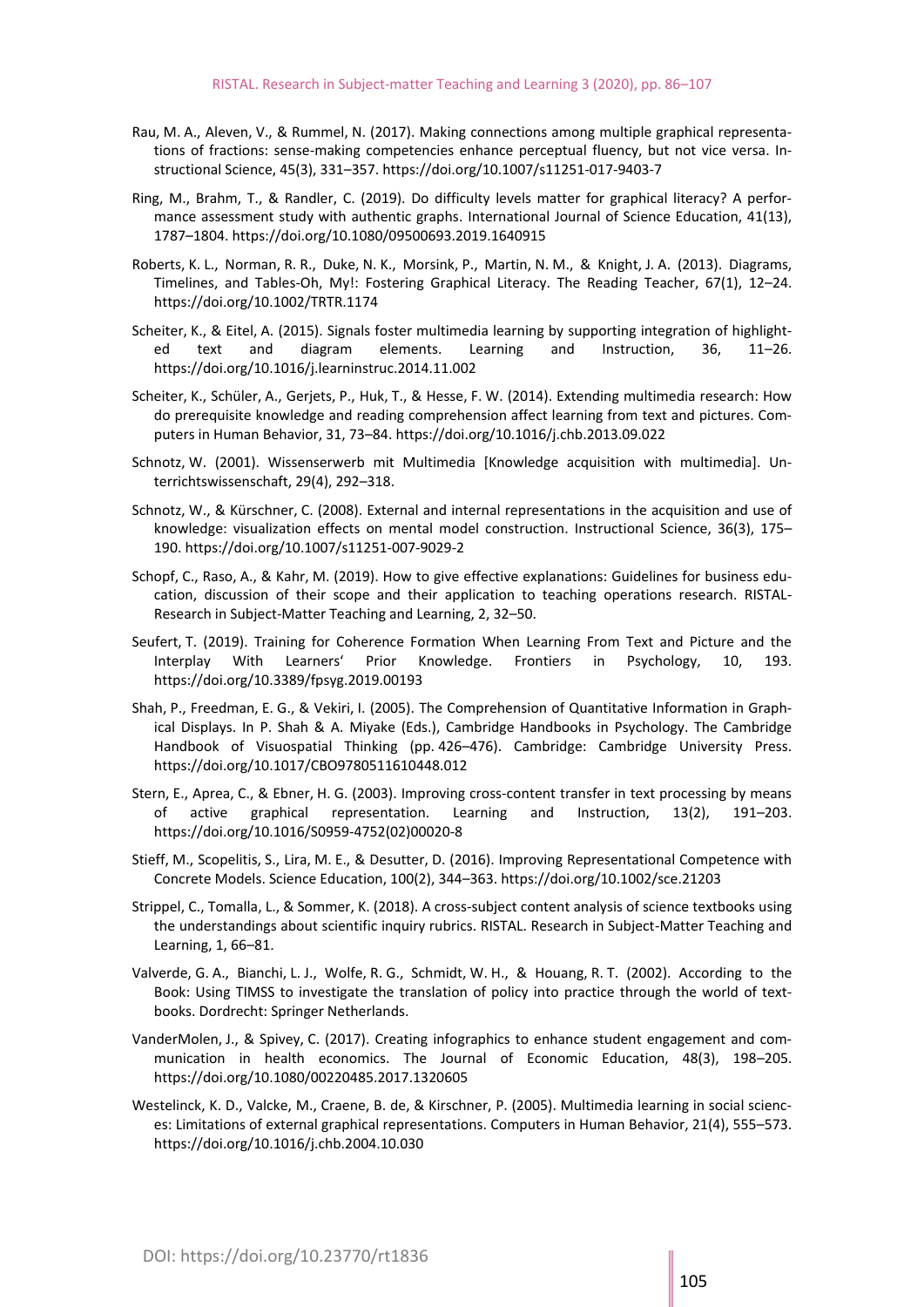Rau, M. A., Aleven, V., & Rummel, N. (2017). Making connections among multiple graphical representations of fractions: sense-making competencies enhance perceptual fluency, but not vice versa. Instructional Science, 45(3), 331–357. https://doi.org/10.1007/s11251-017-9403-7

Ring, M., Brahm, T., & Randler, C. (2019). Do difficulty levels matter for graphical literacy? A performance assessment study with authentic graphs. International Journal of Science Education, 41(13), 1787–1804. https://doi.org/10.1080/09500693.2019.1640915

Roberts, K. L., Norman, R. R., Duke, N. K., Morsink, P., Martin, N. M., & Knight, J. A. (2013). Diagrams, Timelines, and Tables-Oh, My!: Fostering Graphical Literacy. The Reading Teacher, 67(1), 12–24. https://doi.org/10.1002/TRTR.1174

Scheiter, K., & Eitel, A. (2015). Signals foster multimedia learning by supporting integration of highlighted text and diagram elements. Learning and Instruction, 36, 11–26. https://doi.org/10.1016/j.learninstruc.2014.11.002

Scheiter, K., Schüler, A., Gerjets, P., Huk, T., & Hesse, F. W. (2014). Extending multimedia research: How do prerequisite knowledge and reading comprehension affect learning from text and pictures. Computers in Human Behavior, 31, 73–84. https://doi.org/10.1016/j.chb.2013.09.022

Schnotz, W. (2001). Wissenserwerb mit Multimedia [Knowledge acquisition with multimedia]. Unterrichtswissenschaft, 29(4), 292–318.

Schnotz, W., & Kürschner, C. (2008). External and internal representations in the acquisition and use of knowledge: visualization effects on mental model construction. Instructional Science, 36(3), 175–190. https://doi.org/10.1007/s11251-007-9029-2

Schopf, C., Raso, A., & Kahr, M. (2019). How to give effective explanations: Guidelines for business education, discussion of their scope and their application to teaching operations research. RISTAL-Research in Subject-Matter Teaching and Learning, 2, 32–50.

Seufert, T. (2019). Training for Coherence Formation When Learning From Text and Picture and the Interplay With Learners' Prior Knowledge. Frontiers in Psychology, 10, 193. https://doi.org/10.3389/fpsyg.2019.00193

Shah, P., Freedman, E. G., & Vekiri, I. (2005). The Comprehension of Quantitative Information in Graphical Displays. In P. Shah & A. Miyake (Eds.), Cambridge Handbooks in Psychology. The Cambridge Handbook of Visuospatial Thinking (pp. 426–476). Cambridge: Cambridge University Press. https://doi.org/10.1017/CBO9780511610448.012

Stern, E., Aprea, C., & Ebner, H. G. (2003). Improving cross-content transfer in text processing by means of active graphical representation. Learning and Instruction, 13(2), 191–203. https://doi.org/10.1016/S0959-4752(02)00020-8

Stieff, M., Scopelitis, S., Lira, M. E., & Desutter, D. (2016). Improving Representational Competence with Concrete Models. Science Education, 100(2), 344–363. https://doi.org/10.1002/sce.21203

Strippel, C., Tomalla, L., & Sommer, K. (2018). A cross-subject content analysis of science textbooks using the understandings about scientific inquiry rubrics. RISTAL. Research in Subject-Matter Teaching and Learning, 1, 66–81.

Valverde, G. A., Bianchi, L. J., Wolfe, R. G., Schmidt, W. H., & Houang, R. T. (2002). According to the Book: Using TIMSS to investigate the translation of policy into practice through the world of textbooks. Dordrecht: Springer Netherlands.

VanderMolen, J., & Spivey, C. (2017). Creating infographics to enhance student engagement and communication in health economics. The Journal of Economic Education, 48(3), 198–205. https://doi.org/10.1080/00220485.2017.1320605

Westelinck, K. D., Valcke, M., Craene, B. de, & Kirschner, P. (2005). Multimedia learning in social sciences: Limitations of external graphical representations. Computers in Human Behavior, 21(4), 555–573. https://doi.org/10.1016/j.chb.2004.10.030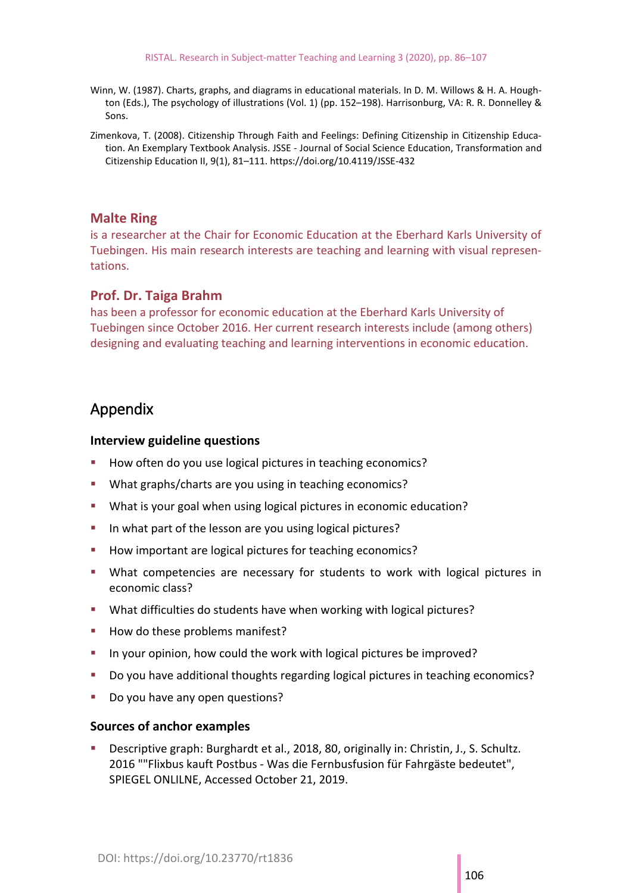Winn, W. (1987). Charts, graphs, and diagrams in educational materials. In D. M. Willows & H. A. Houghton (Eds.), The psychology of illustrations (Vol. 1) (pp. 152–198). Harrisonburg, VA: R. R. Donnelley & Sons.

Zimenkova, T. (2008). Citizenship Through Faith and Feelings: Defining Citizenship in Citizenship Education. An Exemplary Textbook Analysis. JSSE - Journal of Social Science Education, Transformation and Citizenship Education II, 9(1), 81–111. https://doi.org/10.4119/JSSE-432

### Malte Ring

is a researcher at the Chair for Economic Education at the Eberhard Karls University of Tuebingen. His main research interests are teaching and learning with visual representations.

### Prof. Dr. Taiga Brahm

has been a professor for economic education at the Eberhard Karls University of Tuebingen since October 2016. Her current research interests include (among others) designing and evaluating teaching and learning interventions in economic education.

## Appendix

### Interview guideline questions

- How often do you use logical pictures in teaching economics?
- What graphs/charts are you using in teaching economics?
- What is your goal when using logical pictures in economic education?
- In what part of the lesson are you using logical pictures?
- How important are logical pictures for teaching economics?
- What competencies are necessary for students to work with logical pictures in economic class?
- What difficulties do students have when working with logical pictures?
- How do these problems manifest?
- In your opinion, how could the work with logical pictures be improved?
- Do you have additional thoughts regarding logical pictures in teaching economics?
- Do you have any open questions?

### Sources of anchor examples

- Descriptive graph: Burghardt et al., 2018, 80, originally in: Christin, J., S. Schultz. 2016 ""Flixbus kauft Postbus - Was die Fernbusfusion für Fahrgäste bedeutet", SPIEGEL ONLILNE, Accessed October 21, 2019.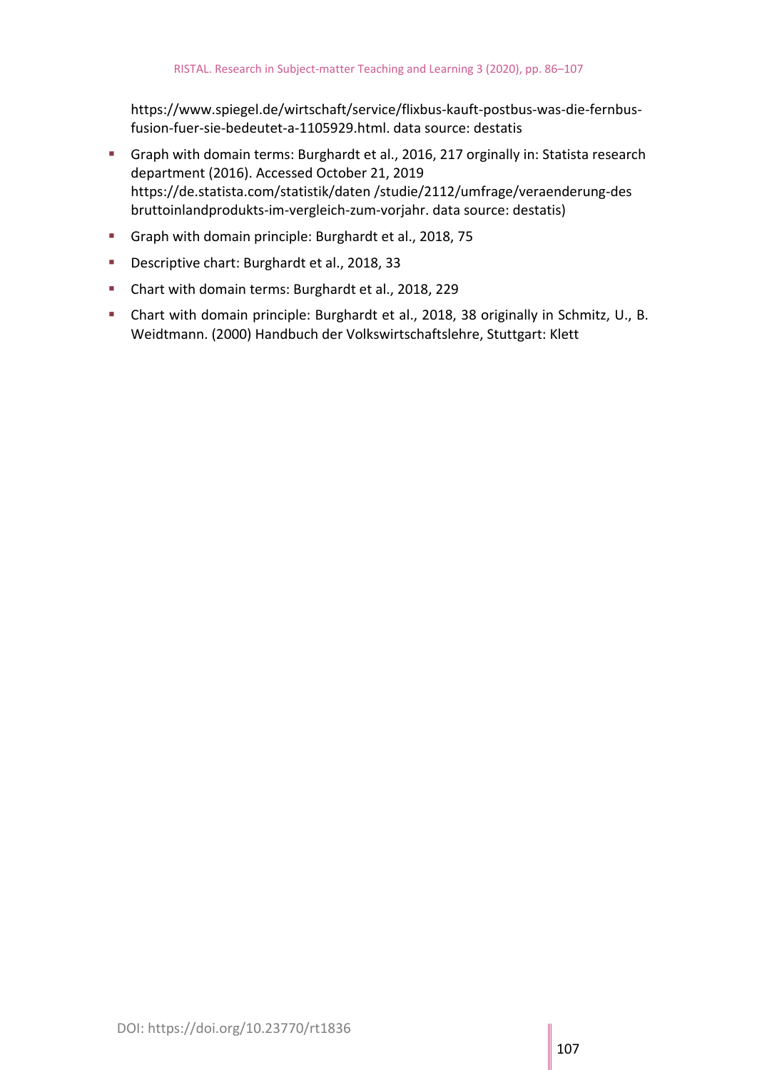https://www.spiegel.de/wirtschaft/service/flixbus-kauft-postbus-was-die-fernbus-fusion-fuer-sie-bedeutet-a-1105929.html. data source: destatis

- Graph with domain terms: Burghardt et al., 2016, 217 orginally in: Statista research department (2016). Accessed October 21, 2019 https://de.statista.com/statistik/daten /studie/2112/umfrage/veraenderung-des bruttoinlandprodukts-im-vergleich-zum-vorjahr. data source: destatis)
- Graph with domain principle: Burghardt et al., 2018, 75
- Descriptive chart: Burghardt et al., 2018, 33
- Chart with domain terms: Burghardt et al., 2018, 229
- Chart with domain principle: Burghardt et al., 2018, 38 originally in Schmitz, U., B. Weidtmann. (2000) Handbuch der Volkswirtschaftslehre, Stuttgart: Klett